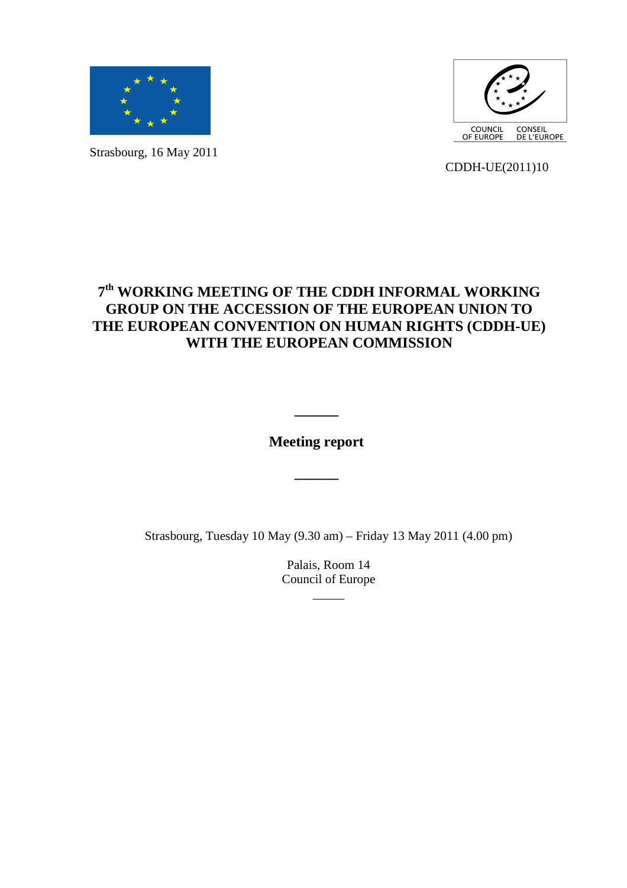Strasbourg, 16 May 2011

CDDH-UE(2011)10

# 7th WORKING MEETING OF THE CDDH INFORMAL WORKING GROUP ON THE ACCESSION OF THE EUROPEAN UNION TO THE EUROPEAN CONVENTION ON HUMAN RIGHTS (CDDH-UE) WITH THE EUROPEAN COMMISSION

______

**Meeting report**

______

Strasbourg, Tuesday 10 May (9.30 am) – Friday 13 May 2011 (4.00 pm)

Palais, Room 14
Council of Europe

_____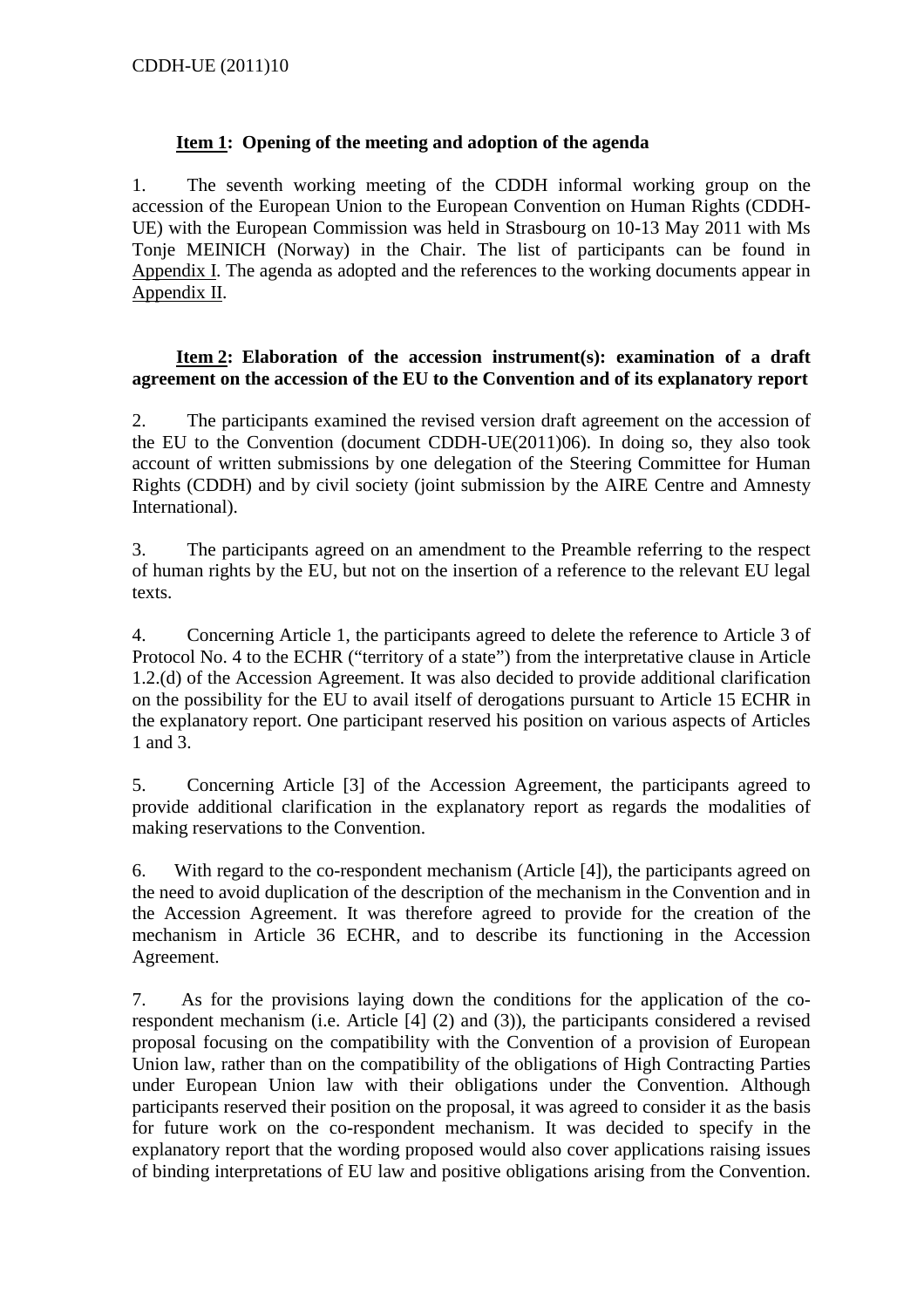**Item 1: Opening of the meeting and adoption of the agenda**

1. The seventh working meeting of the CDDH informal working group on the accession of the European Union to the European Convention on Human Rights (CDDH-UE) with the European Commission was held in Strasbourg on 10-13 May 2011 with Ms Tonje MEINICH (Norway) in the Chair. The list of participants can be found in Appendix I. The agenda as adopted and the references to the working documents appear in Appendix II.

**Item 2: Elaboration of the accession instrument(s): examination of a draft agreement on the accession of the EU to the Convention and of its explanatory report**

2. The participants examined the revised version draft agreement on the accession of the EU to the Convention (document CDDH-UE(2011)06). In doing so, they also took account of written submissions by one delegation of the Steering Committee for Human Rights (CDDH) and by civil society (joint submission by the AIRE Centre and Amnesty International).

3. The participants agreed on an amendment to the Preamble referring to the respect of human rights by the EU, but not on the insertion of a reference to the relevant EU legal texts.

4. Concerning Article 1, the participants agreed to delete the reference to Article 3 of Protocol No. 4 to the ECHR ("territory of a state") from the interpretative clause in Article 1.2.(d) of the Accession Agreement. It was also decided to provide additional clarification on the possibility for the EU to avail itself of derogations pursuant to Article 15 ECHR in the explanatory report. One participant reserved his position on various aspects of Articles 1 and 3.

5. Concerning Article [3] of the Accession Agreement, the participants agreed to provide additional clarification in the explanatory report as regards the modalities of making reservations to the Convention.

6. With regard to the co-respondent mechanism (Article [4]), the participants agreed on the need to avoid duplication of the description of the mechanism in the Convention and in the Accession Agreement. It was therefore agreed to provide for the creation of the mechanism in Article 36 ECHR, and to describe its functioning in the Accession Agreement.

7. As for the provisions laying down the conditions for the application of the co-respondent mechanism (i.e. Article [4] (2) and (3)), the participants considered a revised proposal focusing on the compatibility with the Convention of a provision of European Union law, rather than on the compatibility of the obligations of High Contracting Parties under European Union law with their obligations under the Convention. Although participants reserved their position on the proposal, it was agreed to consider it as the basis for future work on the co-respondent mechanism. It was decided to specify in the explanatory report that the wording proposed would also cover applications raising issues of binding interpretations of EU law and positive obligations arising from the Convention.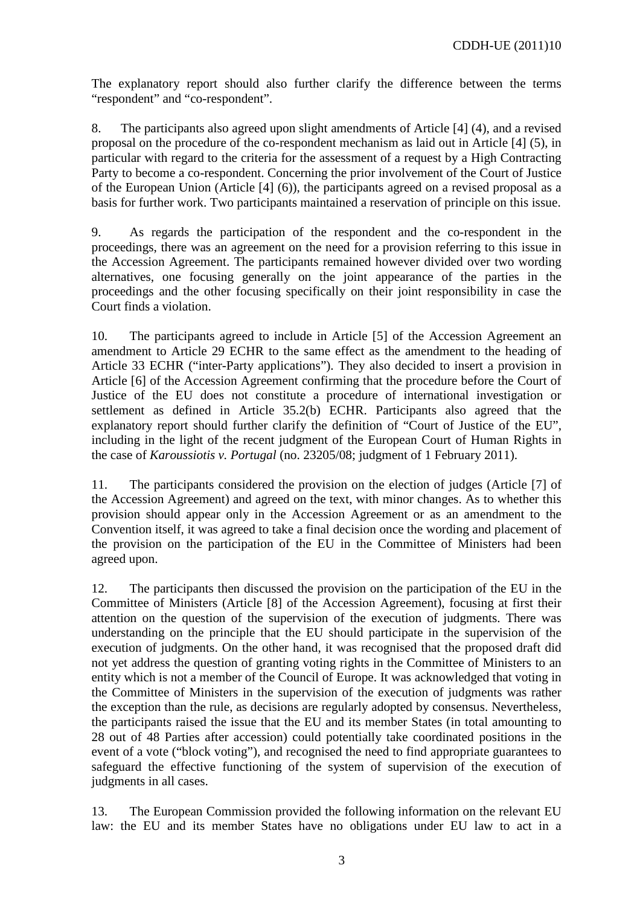The explanatory report should also further clarify the difference between the terms "respondent" and "co-respondent".

8. The participants also agreed upon slight amendments of Article [4] (4), and a revised proposal on the procedure of the co-respondent mechanism as laid out in Article [4] (5), in particular with regard to the criteria for the assessment of a request by a High Contracting Party to become a co-respondent. Concerning the prior involvement of the Court of Justice of the European Union (Article [4] (6)), the participants agreed on a revised proposal as a basis for further work. Two participants maintained a reservation of principle on this issue.

9. As regards the participation of the respondent and the co-respondent in the proceedings, there was an agreement on the need for a provision referring to this issue in the Accession Agreement. The participants remained however divided over two wording alternatives, one focusing generally on the joint appearance of the parties in the proceedings and the other focusing specifically on their joint responsibility in case the Court finds a violation.

10. The participants agreed to include in Article [5] of the Accession Agreement an amendment to Article 29 ECHR to the same effect as the amendment to the heading of Article 33 ECHR ("inter-Party applications"). They also decided to insert a provision in Article [6] of the Accession Agreement confirming that the procedure before the Court of Justice of the EU does not constitute a procedure of international investigation or settlement as defined in Article 35.2(b) ECHR. Participants also agreed that the explanatory report should further clarify the definition of "Court of Justice of the EU", including in the light of the recent judgment of the European Court of Human Rights in the case of *Karoussiotis v. Portugal* (no. 23205/08; judgment of 1 February 2011).

11. The participants considered the provision on the election of judges (Article [7] of the Accession Agreement) and agreed on the text, with minor changes. As to whether this provision should appear only in the Accession Agreement or as an amendment to the Convention itself, it was agreed to take a final decision once the wording and placement of the provision on the participation of the EU in the Committee of Ministers had been agreed upon.

12. The participants then discussed the provision on the participation of the EU in the Committee of Ministers (Article [8] of the Accession Agreement), focusing at first their attention on the question of the supervision of the execution of judgments. There was understanding on the principle that the EU should participate in the supervision of the execution of judgments. On the other hand, it was recognised that the proposed draft did not yet address the question of granting voting rights in the Committee of Ministers to an entity which is not a member of the Council of Europe. It was acknowledged that voting in the Committee of Ministers in the supervision of the execution of judgments was rather the exception than the rule, as decisions are regularly adopted by consensus. Nevertheless, the participants raised the issue that the EU and its member States (in total amounting to 28 out of 48 Parties after accession) could potentially take coordinated positions in the event of a vote ("block voting"), and recognised the need to find appropriate guarantees to safeguard the effective functioning of the system of supervision of the execution of judgments in all cases.

13. The European Commission provided the following information on the relevant EU law: the EU and its member States have no obligations under EU law to act in a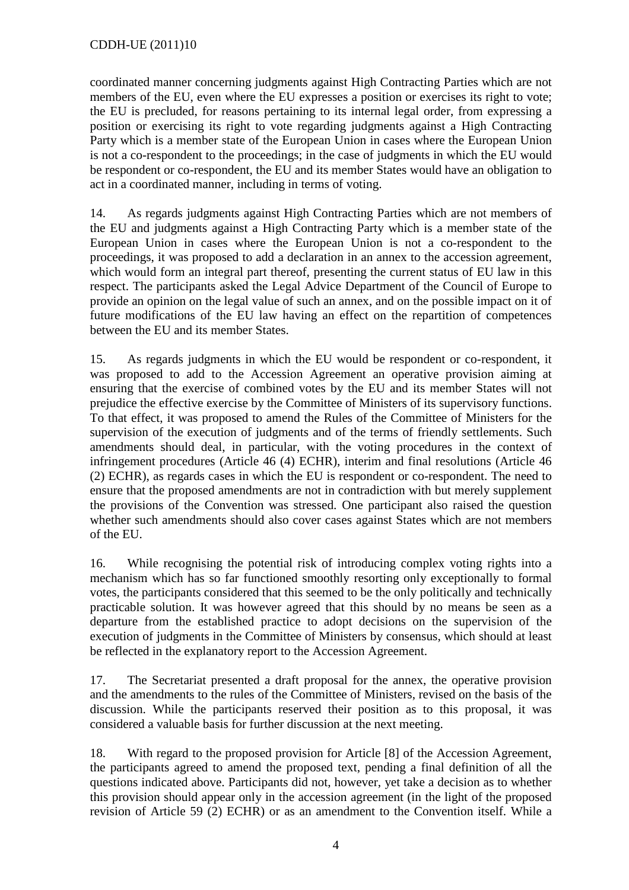coordinated manner concerning judgments against High Contracting Parties which are not members of the EU, even where the EU expresses a position or exercises its right to vote; the EU is precluded, for reasons pertaining to its internal legal order, from expressing a position or exercising its right to vote regarding judgments against a High Contracting Party which is a member state of the European Union in cases where the European Union is not a co-respondent to the proceedings; in the case of judgments in which the EU would be respondent or co-respondent, the EU and its member States would have an obligation to act in a coordinated manner, including in terms of voting.

14. As regards judgments against High Contracting Parties which are not members of the EU and judgments against a High Contracting Party which is a member state of the European Union in cases where the European Union is not a co-respondent to the proceedings, it was proposed to add a declaration in an annex to the accession agreement, which would form an integral part thereof, presenting the current status of EU law in this respect. The participants asked the Legal Advice Department of the Council of Europe to provide an opinion on the legal value of such an annex, and on the possible impact on it of future modifications of the EU law having an effect on the repartition of competences between the EU and its member States.

15. As regards judgments in which the EU would be respondent or co-respondent, it was proposed to add to the Accession Agreement an operative provision aiming at ensuring that the exercise of combined votes by the EU and its member States will not prejudice the effective exercise by the Committee of Ministers of its supervisory functions. To that effect, it was proposed to amend the Rules of the Committee of Ministers for the supervision of the execution of judgments and of the terms of friendly settlements. Such amendments should deal, in particular, with the voting procedures in the context of infringement procedures (Article 46 (4) ECHR), interim and final resolutions (Article 46 (2) ECHR), as regards cases in which the EU is respondent or co-respondent. The need to ensure that the proposed amendments are not in contradiction with but merely supplement the provisions of the Convention was stressed. One participant also raised the question whether such amendments should also cover cases against States which are not members of the EU.

16. While recognising the potential risk of introducing complex voting rights into a mechanism which has so far functioned smoothly resorting only exceptionally to formal votes, the participants considered that this seemed to be the only politically and technically practicable solution. It was however agreed that this should by no means be seen as a departure from the established practice to adopt decisions on the supervision of the execution of judgments in the Committee of Ministers by consensus, which should at least be reflected in the explanatory report to the Accession Agreement.

17. The Secretariat presented a draft proposal for the annex, the operative provision and the amendments to the rules of the Committee of Ministers, revised on the basis of the discussion. While the participants reserved their position as to this proposal, it was considered a valuable basis for further discussion at the next meeting.

18. With regard to the proposed provision for Article [8] of the Accession Agreement, the participants agreed to amend the proposed text, pending a final definition of all the questions indicated above. Participants did not, however, yet take a decision as to whether this provision should appear only in the accession agreement (in the light of the proposed revision of Article 59 (2) ECHR) or as an amendment to the Convention itself. While a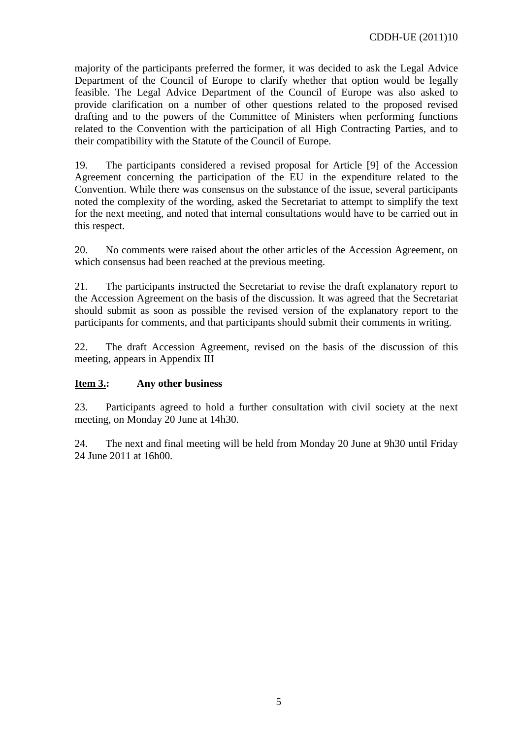majority of the participants preferred the former, it was decided to ask the Legal Advice Department of the Council of Europe to clarify whether that option would be legally feasible. The Legal Advice Department of the Council of Europe was also asked to provide clarification on a number of other questions related to the proposed revised drafting and to the powers of the Committee of Ministers when performing functions related to the Convention with the participation of all High Contracting Parties, and to their compatibility with the Statute of the Council of Europe.

19. The participants considered a revised proposal for Article [9] of the Accession Agreement concerning the participation of the EU in the expenditure related to the Convention. While there was consensus on the substance of the issue, several participants noted the complexity of the wording, asked the Secretariat to attempt to simplify the text for the next meeting, and noted that internal consultations would have to be carried out in this respect.

20. No comments were raised about the other articles of the Accession Agreement, on which consensus had been reached at the previous meeting.

21. The participants instructed the Secretariat to revise the draft explanatory report to the Accession Agreement on the basis of the discussion. It was agreed that the Secretariat should submit as soon as possible the revised version of the explanatory report to the participants for comments, and that participants should submit their comments in writing.

22. The draft Accession Agreement, revised on the basis of the discussion of this meeting, appears in Appendix III

**<u>Item 3.</u>: Any other business**

23. Participants agreed to hold a further consultation with civil society at the next meeting, on Monday 20 June at 14h30.

24. The next and final meeting will be held from Monday 20 June at 9h30 until Friday 24 June 2011 at 16h00.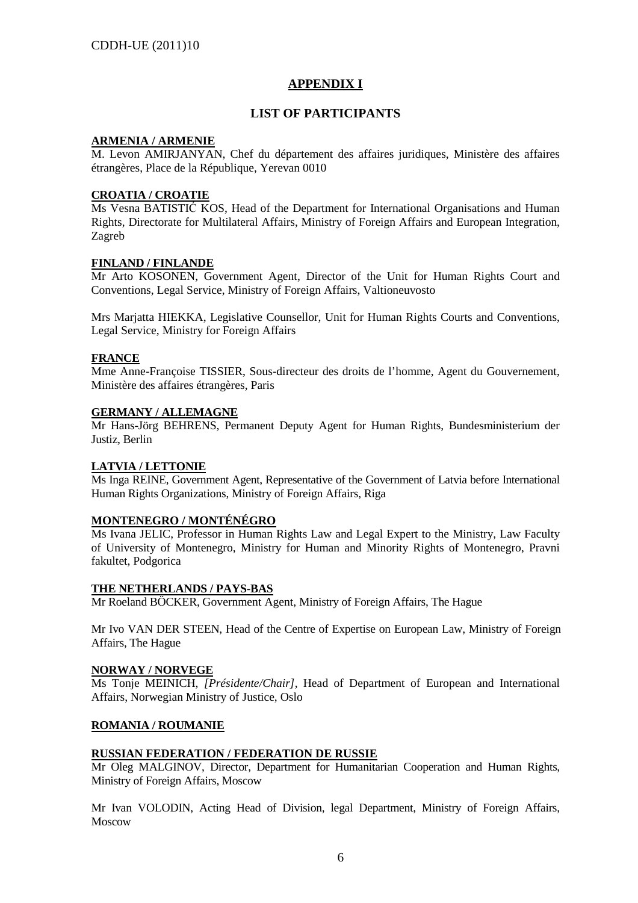## APPENDIX I

## LIST OF PARTICIPANTS

**ARMENIA / ARMENIE**

M. Levon AMIRJANYAN, Chef du département des affaires juridiques, Ministère des affaires étrangères, Place de la République, Yerevan 0010

**CROATIA / CROATIE**

Ms Vesna BATISTIĆ KOS, Head of the Department for International Organisations and Human Rights, Directorate for Multilateral Affairs, Ministry of Foreign Affairs and European Integration, Zagreb

**FINLAND / FINLANDE**

Mr Arto KOSONEN, Government Agent, Director of the Unit for Human Rights Court and Conventions, Legal Service, Ministry of Foreign Affairs, Valtioneuvosto

Mrs Marjatta HIEKKA, Legislative Counsellor, Unit for Human Rights Courts and Conventions, Legal Service, Ministry for Foreign Affairs

**FRANCE**

Mme Anne-Françoise TISSIER, Sous-directeur des droits de l'homme, Agent du Gouvernement, Ministère des affaires étrangères, Paris

**GERMANY / ALLEMAGNE**

Mr Hans-Jörg BEHRENS, Permanent Deputy Agent for Human Rights, Bundesministerium der Justiz, Berlin

**LATVIA / LETTONIE**

Ms Inga REINE, Government Agent, Representative of the Government of Latvia before International Human Rights Organizations, Ministry of Foreign Affairs, Riga

**MONTENEGRO / MONTÉNÉGRO**

Ms Ivana JELIC, Professor in Human Rights Law and Legal Expert to the Ministry, Law Faculty of University of Montenegro, Ministry for Human and Minority Rights of Montenegro, Pravni fakultet, Podgorica

**THE NETHERLANDS / PAYS-BAS**

Mr Roeland BÖCKER, Government Agent, Ministry of Foreign Affairs, The Hague

Mr Ivo VAN DER STEEN, Head of the Centre of Expertise on European Law, Ministry of Foreign Affairs, The Hague

**NORWAY / NORVEGE**

Ms Tonje MEINICH, *[Présidente/Chair]*, Head of Department of European and International Affairs, Norwegian Ministry of Justice, Oslo

**ROMANIA / ROUMANIE**

**RUSSIAN FEDERATION / FEDERATION DE RUSSIE**

Mr Oleg MALGINOV, Director, Department for Humanitarian Cooperation and Human Rights, Ministry of Foreign Affairs, Moscow

Mr Ivan VOLODIN, Acting Head of Division, legal Department, Ministry of Foreign Affairs, Moscow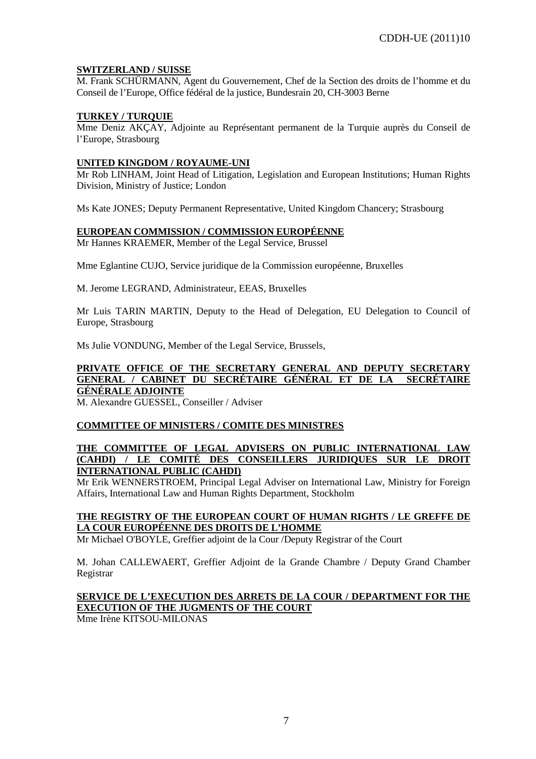**SWITZERLAND / SUISSE**
M. Frank SCHÜRMANN, Agent du Gouvernement, Chef de la Section des droits de l'homme et du Conseil de l'Europe, Office fédéral de la justice, Bundesrain 20, CH-3003 Berne

**TURKEY / TURQUIE**
Mme Deniz AKÇAY, Adjointe au Représentant permanent de la Turquie auprès du Conseil de l'Europe, Strasbourg

**UNITED KINGDOM / ROYAUME-UNI**
Mr Rob LINHAM, Joint Head of Litigation, Legislation and European Institutions; Human Rights Division, Ministry of Justice; London

Ms Kate JONES; Deputy Permanent Representative, United Kingdom Chancery; Strasbourg

**EUROPEAN COMMISSION / COMMISSION EUROPÉENNE**
Mr Hannes KRAEMER, Member of the Legal Service, Brussel

Mme Eglantine CUJO, Service juridique de la Commission européenne, Bruxelles

M. Jerome LEGRAND, Administrateur, EEAS, Bruxelles

Mr Luis TARIN MARTIN, Deputy to the Head of Delegation, EU Delegation to Council of Europe, Strasbourg

Ms Julie VONDUNG, Member of the Legal Service, Brussels,

**PRIVATE OFFICE OF THE SECRETARY GENERAL AND DEPUTY SECRETARY GENERAL / CABINET DU SECRÉTAIRE GÉNÉRAL ET DE LA SECRÉTAIRE GÉNÉRALE ADJOINTE**
M. Alexandre GUESSEL, Conseiller / Adviser

**COMMITTEE OF MINISTERS / COMITE DES MINISTRES**

**THE COMMITTEE OF LEGAL ADVISERS ON PUBLIC INTERNATIONAL LAW (CAHDI) / LE COMITÉ DES CONSEILLERS JURIDIQUES SUR LE DROIT INTERNATIONAL PUBLIC (CAHDI)**
Mr Erik WENNERSTROEM, Principal Legal Adviser on International Law, Ministry for Foreign Affairs, International Law and Human Rights Department, Stockholm

**THE REGISTRY OF THE EUROPEAN COURT OF HUMAN RIGHTS / LE GREFFE DE LA COUR EUROPÉENNE DES DROITS DE L'HOMME**
Mr Michael O'BOYLE, Greffier adjoint de la Cour /Deputy Registrar of the Court

M. Johan CALLEWAERT, Greffier Adjoint de la Grande Chambre / Deputy Grand Chamber Registrar

**SERVICE DE L'EXECUTION DES ARRETS DE LA COUR / DEPARTMENT FOR THE EXECUTION OF THE JUGMENTS OF THE COURT**
Mme Irène KITSOU-MILONAS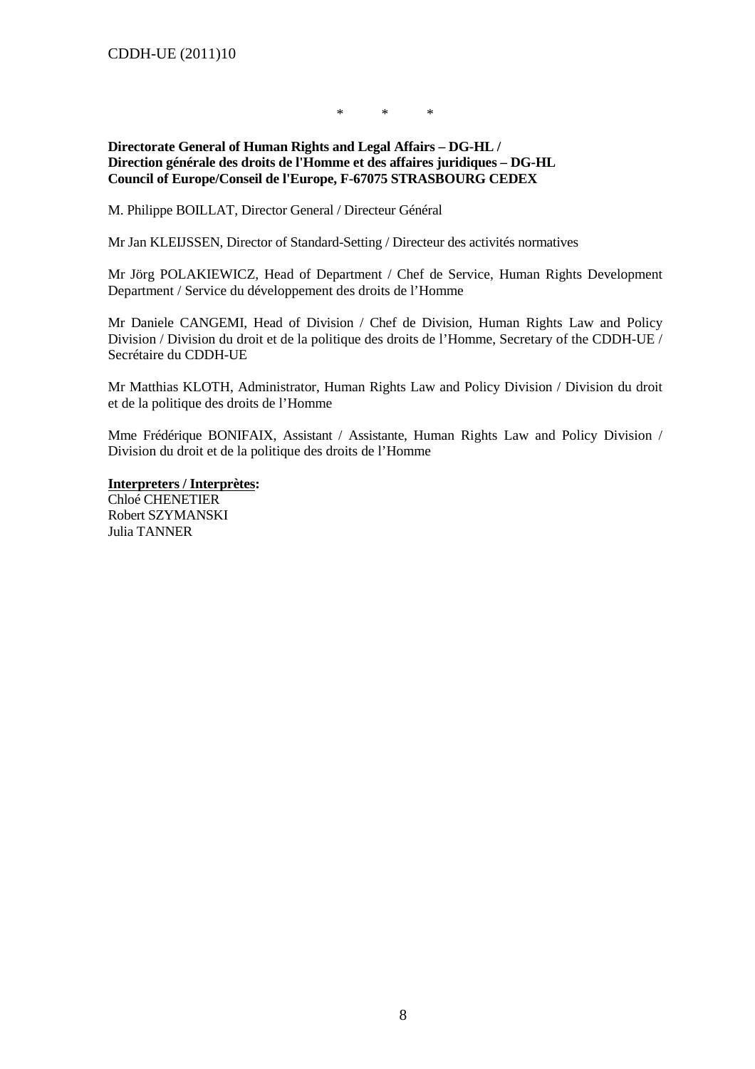\*     \*     \*

**Directorate General of Human Rights and Legal Affairs – DG-HL /**
**Direction générale des droits de l'Homme et des affaires juridiques – DG-HL**
**Council of Europe/Conseil de l'Europe, F-67075 STRASBOURG CEDEX**

M. Philippe BOILLAT, Director General / Directeur Général

Mr Jan KLEIJSSEN, Director of Standard-Setting / Directeur des activités normatives

Mr Jörg POLAKIEWICZ, Head of Department / Chef de Service, Human Rights Development Department / Service du développement des droits de l'Homme

Mr Daniele CANGEMI, Head of Division / Chef de Division, Human Rights Law and Policy Division / Division du droit et de la politique des droits de l'Homme, Secretary of the CDDH-UE / Secrétaire du CDDH-UE

Mr Matthias KLOTH, Administrator, Human Rights Law and Policy Division / Division du droit et de la politique des droits de l'Homme

Mme Frédérique BONIFAIX, Assistant / Assistante, Human Rights Law and Policy Division / Division du droit et de la politique des droits de l'Homme

**Interpreters / Interprètes:**
Chloé CHENETIER
Robert SZYMANSKI
Julia TANNER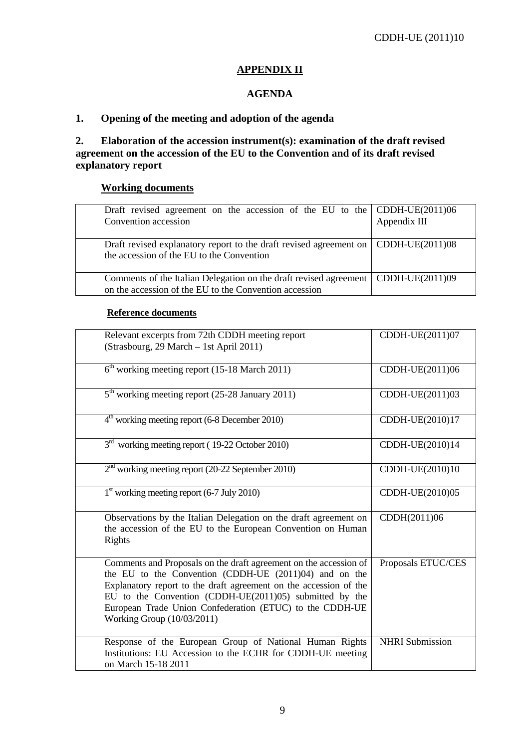## APPENDIX II

## AGENDA

### 1. Opening of the meeting and adoption of the agenda

### 2. Elaboration of the accession instrument(s): examination of the draft revised agreement on the accession of the EU to the Convention and of its draft revised explanatory report

**Working documents**

| | |
|---|---|
| Draft revised agreement on the accession of the EU to the Convention accession | CDDH-UE(2011)06 Appendix III |
| Draft revised explanatory report to the draft revised agreement on the accession of the EU to the Convention | CDDH-UE(2011)08 |
| Comments of the Italian Delegation on the draft revised agreement on the accession of the EU to the Convention accession | CDDH-UE(2011)09 |

**Reference documents**

| | |
|---|---|
| Relevant excerpts from 72th CDDH meeting report (Strasbourg, 29 March – 1st April 2011) | CDDH-UE(2011)07 |
| 6th working meeting report (15-18 March 2011) | CDDH-UE(2011)06 |
| 5th working meeting report (25-28 January 2011) | CDDH-UE(2011)03 |
| 4th working meeting report (6-8 December 2010) | CDDH-UE(2010)17 |
| 3rd working meeting report ( 19-22 October 2010) | CDDH-UE(2010)14 |
| 2nd working meeting report (20-22 September 2010) | CDDH-UE(2010)10 |
| 1st working meeting report (6-7 July 2010) | CDDH-UE(2010)05 |
| Observations by the Italian Delegation on the draft agreement on the accession of the EU to the European Convention on Human Rights | CDDH(2011)06 |
| Comments and Proposals on the draft agreement on the accession of the EU to the Convention (CDDH-UE (2011)04) and on the Explanatory report to the draft agreement on the accession of the EU to the Convention (CDDH-UE(2011)05) submitted by the European Trade Union Confederation (ETUC) to the CDDH-UE Working Group (10/03/2011) | Proposals ETUC/CES |
| Response of the European Group of National Human Rights Institutions: EU Accession to the ECHR for CDDH-UE meeting on March 15-18 2011 | NHRI Submission |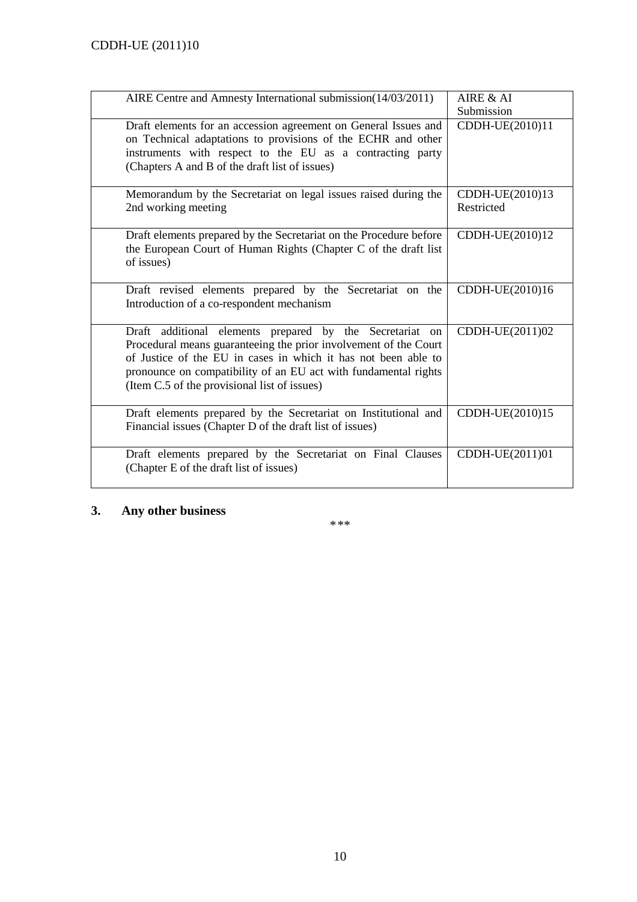| | |
|---|---|
| AIRE Centre and Amnesty International submission(14/03/2011) | AIRE & AI Submission |
| Draft elements for an accession agreement on General Issues and on Technical adaptations to provisions of the ECHR and other instruments with respect to the EU as a contracting party (Chapters A and B of the draft list of issues) | CDDH-UE(2010)11 |
| Memorandum by the Secretariat on legal issues raised during the 2nd working meeting | CDDH-UE(2010)13 Restricted |
| Draft elements prepared by the Secretariat on the Procedure before the European Court of Human Rights (Chapter C of the draft list of issues) | CDDH-UE(2010)12 |
| Draft revised elements prepared by the Secretariat on the Introduction of a co-respondent mechanism | CDDH-UE(2010)16 |
| Draft additional elements prepared by the Secretariat on Procedural means guaranteeing the prior involvement of the Court of Justice of the EU in cases in which it has not been able to pronounce on compatibility of an EU act with fundamental rights (Item C.5 of the provisional list of issues) | CDDH-UE(2011)02 |
| Draft elements prepared by the Secretariat on Institutional and Financial issues (Chapter D of the draft list of issues) | CDDH-UE(2010)15 |
| Draft elements prepared by the Secretariat on Final Clauses (Chapter E of the draft list of issues) | CDDH-UE(2011)01 |

## 3. Any other business

***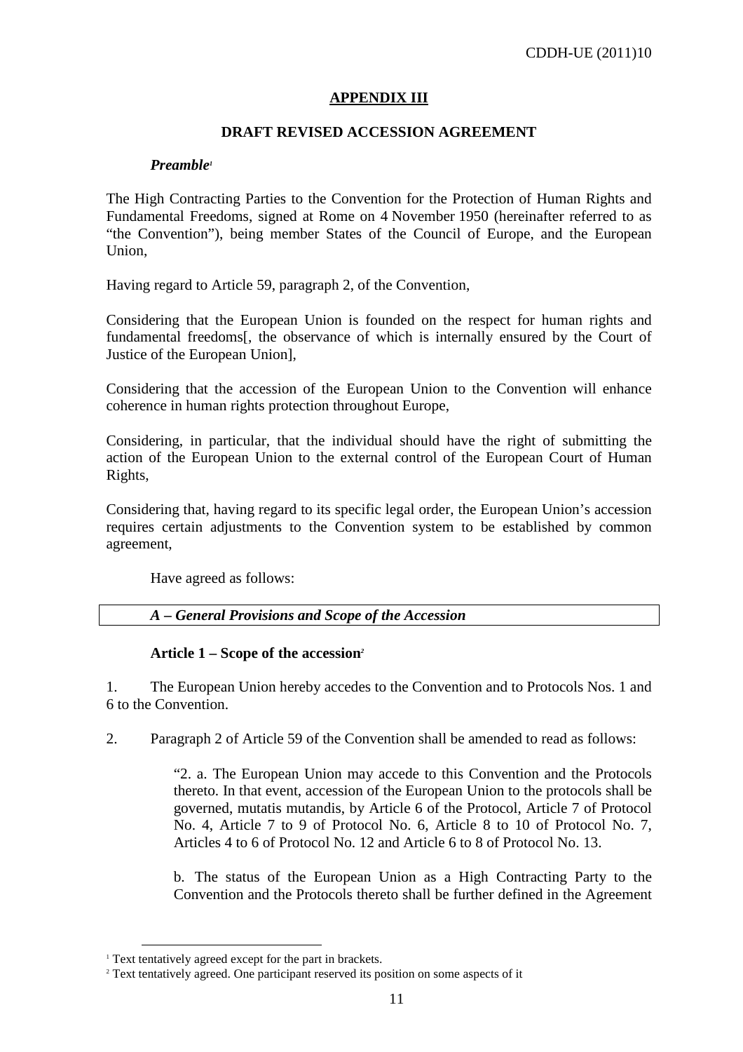## APPENDIX III

### DRAFT REVISED ACCESSION AGREEMENT

***Preamble***[1]

The High Contracting Parties to the Convention for the Protection of Human Rights and Fundamental Freedoms, signed at Rome on 4 November 1950 (hereinafter referred to as "the Convention"), being member States of the Council of Europe, and the European Union,

Having regard to Article 59, paragraph 2, of the Convention,

Considering that the European Union is founded on the respect for human rights and fundamental freedoms[, the observance of which is internally ensured by the Court of Justice of the European Union],

Considering that the accession of the European Union to the Convention will enhance coherence in human rights protection throughout Europe,

Considering, in particular, that the individual should have the right of submitting the action of the European Union to the external control of the European Court of Human Rights,

Considering that, having regard to its specific legal order, the European Union's accession requires certain adjustments to the Convention system to be established by common agreement,

Have agreed as follows:

***A – General Provisions and Scope of the Accession***

**Article 1 – Scope of the accession**[2]

1. The European Union hereby accedes to the Convention and to Protocols Nos. 1 and 6 to the Convention.

2. Paragraph 2 of Article 59 of the Convention shall be amended to read as follows:

> "2. a. The European Union may accede to this Convention and the Protocols thereto. In that event, accession of the European Union to the protocols shall be governed, mutatis mutandis, by Article 6 of the Protocol, Article 7 of Protocol No. 4, Article 7 to 9 of Protocol No. 6, Article 8 to 10 of Protocol No. 7, Articles 4 to 6 of Protocol No. 12 and Article 6 to 8 of Protocol No. 13.
>
> b. The status of the European Union as a High Contracting Party to the Convention and the Protocols thereto shall be further defined in the Agreement

---

[1] Text tentatively agreed except for the part in brackets.

[2] Text tentatively agreed. One participant reserved its position on some aspects of it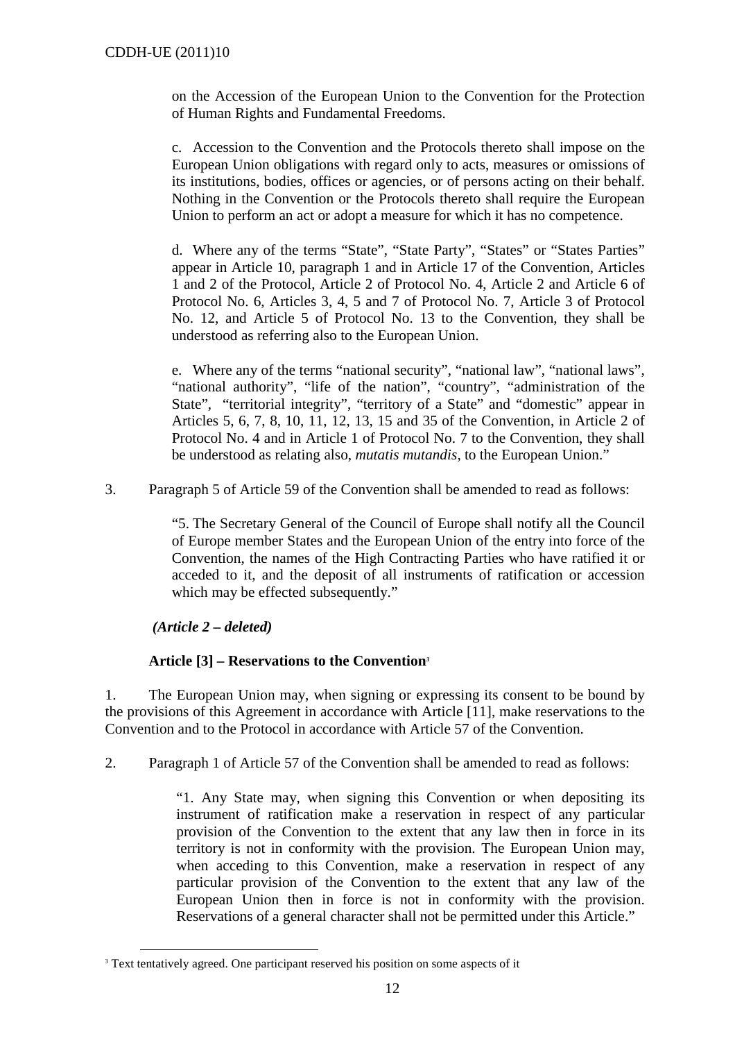on the Accession of the European Union to the Convention for the Protection of Human Rights and Fundamental Freedoms.

c. Accession to the Convention and the Protocols thereto shall impose on the European Union obligations with regard only to acts, measures or omissions of its institutions, bodies, offices or agencies, or of persons acting on their behalf. Nothing in the Convention or the Protocols thereto shall require the European Union to perform an act or adopt a measure for which it has no competence.

d. Where any of the terms "State", "State Party", "States" or "States Parties" appear in Article 10, paragraph 1 and in Article 17 of the Convention, Articles 1 and 2 of the Protocol, Article 2 of Protocol No. 4, Article 2 and Article 6 of Protocol No. 6, Articles 3, 4, 5 and 7 of Protocol No. 7, Article 3 of Protocol No. 12, and Article 5 of Protocol No. 13 to the Convention, they shall be understood as referring also to the European Union.

e. Where any of the terms "national security", "national law", "national laws", "national authority", "life of the nation", "country", "administration of the State", "territorial integrity", "territory of a State" and "domestic" appear in Articles 5, 6, 7, 8, 10, 11, 12, 13, 15 and 35 of the Convention, in Article 2 of Protocol No. 4 and in Article 1 of Protocol No. 7 to the Convention, they shall be understood as relating also, *mutatis mutandis*, to the European Union."

3. Paragraph 5 of Article 59 of the Convention shall be amended to read as follows:

"5. The Secretary General of the Council of Europe shall notify all the Council of Europe member States and the European Union of the entry into force of the Convention, the names of the High Contracting Parties who have ratified it or acceded to it, and the deposit of all instruments of ratification or accession which may be effected subsequently."

***(Article 2 – deleted)***

**Article [3] – Reservations to the Convention**[3]

1. The European Union may, when signing or expressing its consent to be bound by the provisions of this Agreement in accordance with Article [11], make reservations to the Convention and to the Protocol in accordance with Article 57 of the Convention.

2. Paragraph 1 of Article 57 of the Convention shall be amended to read as follows:

"1. Any State may, when signing this Convention or when depositing its instrument of ratification make a reservation in respect of any particular provision of the Convention to the extent that any law then in force in its territory is not in conformity with the provision. The European Union may, when acceding to this Convention, make a reservation in respect of any particular provision of the Convention to the extent that any law of the European Union then in force is not in conformity with the provision. Reservations of a general character shall not be permitted under this Article."

[3] Text tentatively agreed. One participant reserved his position on some aspects of it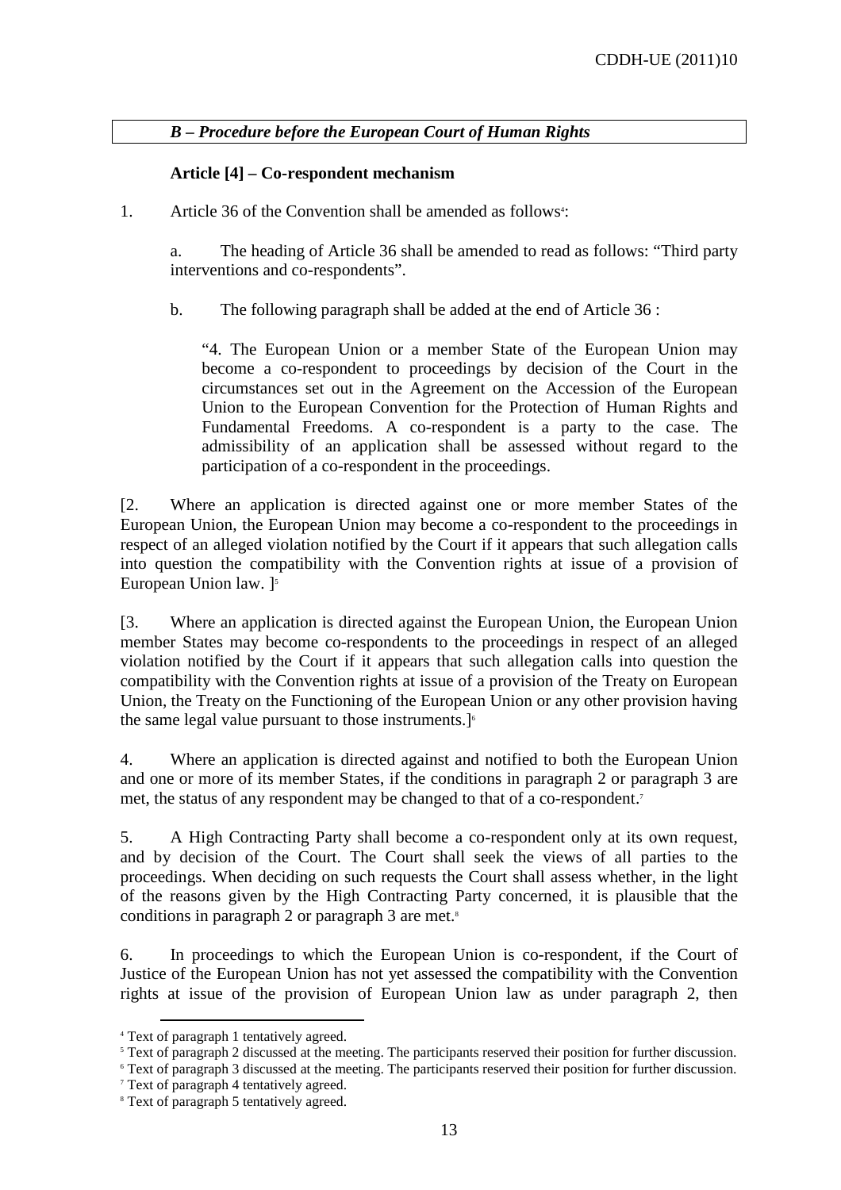***B – Procedure before the European Court of Human Rights***

**Article [4] – Co-respondent mechanism**

1. Article 36 of the Convention shall be amended as follows[4]:

   a. The heading of Article 36 shall be amended to read as follows: "Third party interventions and co-respondents".

   b. The following paragraph shall be added at the end of Article 36 :

      "4. The European Union or a member State of the European Union may become a co-respondent to proceedings by decision of the Court in the circumstances set out in the Agreement on the Accession of the European Union to the European Convention for the Protection of Human Rights and Fundamental Freedoms. A co-respondent is a party to the case. The admissibility of an application shall be assessed without regard to the participation of a co-respondent in the proceedings.

[2. Where an application is directed against one or more member States of the European Union, the European Union may become a co-respondent to the proceedings in respect of an alleged violation notified by the Court if it appears that such allegation calls into question the compatibility with the Convention rights at issue of a provision of European Union law. ][5]

[3. Where an application is directed against the European Union, the European Union member States may become co-respondents to the proceedings in respect of an alleged violation notified by the Court if it appears that such allegation calls into question the compatibility with the Convention rights at issue of a provision of the Treaty on European Union, the Treaty on the Functioning of the European Union or any other provision having the same legal value pursuant to those instruments.][6]

4. Where an application is directed against and notified to both the European Union and one or more of its member States, if the conditions in paragraph 2 or paragraph 3 are met, the status of any respondent may be changed to that of a co-respondent.[7]

5. A High Contracting Party shall become a co-respondent only at its own request, and by decision of the Court. The Court shall seek the views of all parties to the proceedings. When deciding on such requests the Court shall assess whether, in the light of the reasons given by the High Contracting Party concerned, it is plausible that the conditions in paragraph 2 or paragraph 3 are met.[8]

6. In proceedings to which the European Union is co-respondent, if the Court of Justice of the European Union has not yet assessed the compatibility with the Convention rights at issue of the provision of European Union law as under paragraph 2, then

---

[4] Text of paragraph 1 tentatively agreed.

[5] Text of paragraph 2 discussed at the meeting. The participants reserved their position for further discussion.

[6] Text of paragraph 3 discussed at the meeting. The participants reserved their position for further discussion.

[7] Text of paragraph 4 tentatively agreed.

[8] Text of paragraph 5 tentatively agreed.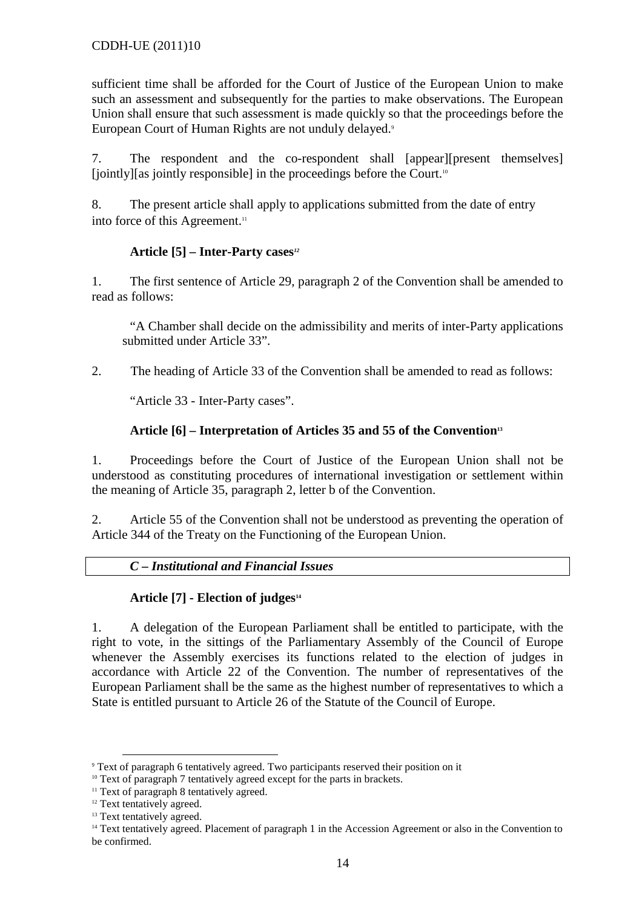sufficient time shall be afforded for the Court of Justice of the European Union to make such an assessment and subsequently for the parties to make observations. The European Union shall ensure that such assessment is made quickly so that the proceedings before the European Court of Human Rights are not unduly delayed.[9]

7. The respondent and the co-respondent shall [appear][present themselves] [jointly][as jointly responsible] in the proceedings before the Court.[10]

8. The present article shall apply to applications submitted from the date of entry into force of this Agreement.[11]

### Article [5] – Inter-Party cases[12]

1. The first sentence of Article 29, paragraph 2 of the Convention shall be amended to read as follows:

> "A Chamber shall decide on the admissibility and merits of inter-Party applications submitted under Article 33".

2. The heading of Article 33 of the Convention shall be amended to read as follows:

> "Article 33 - Inter-Party cases".

### Article [6] – Interpretation of Articles 35 and 55 of the Convention[13]

1. Proceedings before the Court of Justice of the European Union shall not be understood as constituting procedures of international investigation or settlement within the meaning of Article 35, paragraph 2, letter b of the Convention.

2. Article 55 of the Convention shall not be understood as preventing the operation of Article 344 of the Treaty on the Functioning of the European Union.

## *C – Institutional and Financial Issues*

### Article [7] - Election of judges[14]

1. A delegation of the European Parliament shall be entitled to participate, with the right to vote, in the sittings of the Parliamentary Assembly of the Council of Europe whenever the Assembly exercises its functions related to the election of judges in accordance with Article 22 of the Convention. The number of representatives of the European Parliament shall be the same as the highest number of representatives to which a State is entitled pursuant to Article 26 of the Statute of the Council of Europe.

---

[9] Text of paragraph 6 tentatively agreed. Two participants reserved their position on it

[10] Text of paragraph 7 tentatively agreed except for the parts in brackets.

[11] Text of paragraph 8 tentatively agreed.

[12] Text tentatively agreed.

[13] Text tentatively agreed.

[14] Text tentatively agreed. Placement of paragraph 1 in the Accession Agreement or also in the Convention to be confirmed.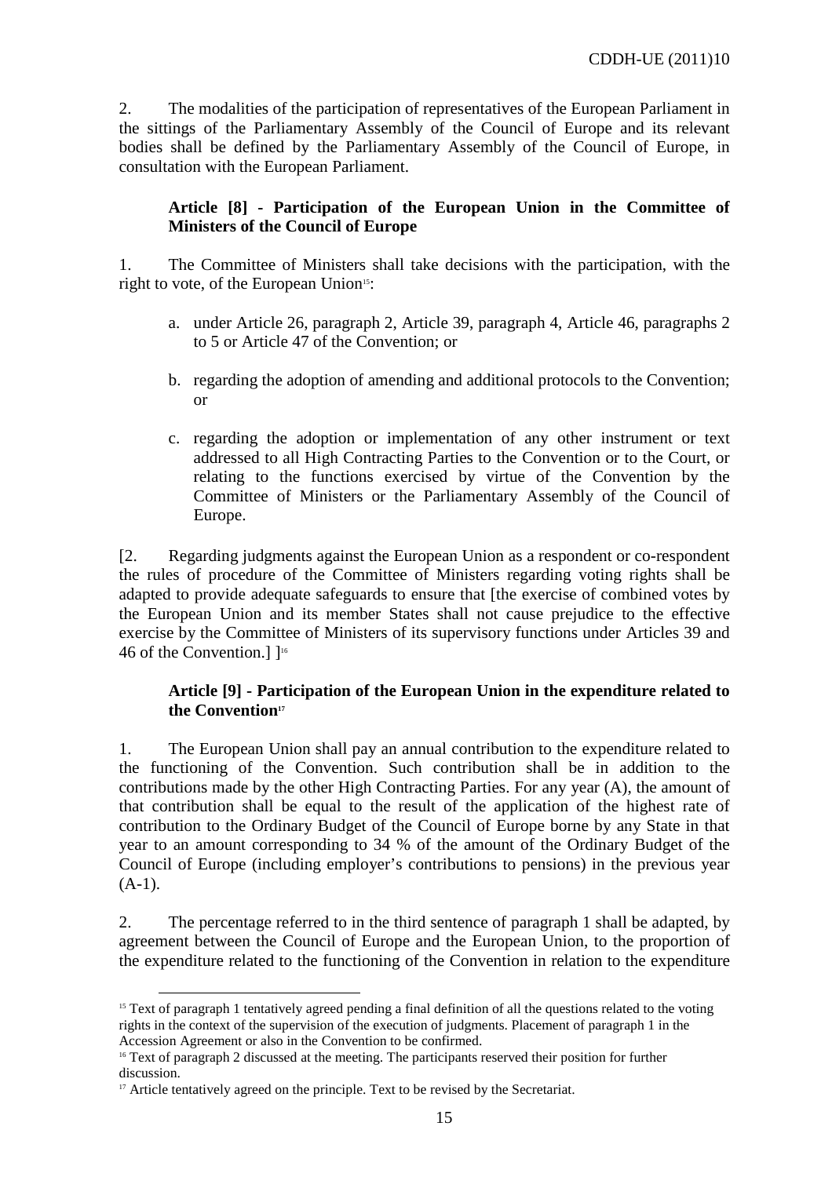2. The modalities of the participation of representatives of the European Parliament in the sittings of the Parliamentary Assembly of the Council of Europe and its relevant bodies shall be defined by the Parliamentary Assembly of the Council of Europe, in consultation with the European Parliament.

### Article [8] - Participation of the European Union in the Committee of Ministers of the Council of Europe

1. The Committee of Ministers shall take decisions with the participation, with the right to vote, of the European Union[15]:

a. under Article 26, paragraph 2, Article 39, paragraph 4, Article 46, paragraphs 2 to 5 or Article 47 of the Convention; or

b. regarding the adoption of amending and additional protocols to the Convention; or

c. regarding the adoption or implementation of any other instrument or text addressed to all High Contracting Parties to the Convention or to the Court, or relating to the functions exercised by virtue of the Convention by the Committee of Ministers or the Parliamentary Assembly of the Council of Europe.

[2. Regarding judgments against the European Union as a respondent or co-respondent the rules of procedure of the Committee of Ministers regarding voting rights shall be adapted to provide adequate safeguards to ensure that [the exercise of combined votes by the European Union and its member States shall not cause prejudice to the effective exercise by the Committee of Ministers of its supervisory functions under Articles 39 and 46 of the Convention.] ][16]

### Article [9] - Participation of the European Union in the expenditure related to the Convention[17]

1. The European Union shall pay an annual contribution to the expenditure related to the functioning of the Convention. Such contribution shall be in addition to the contributions made by the other High Contracting Parties. For any year (A), the amount of that contribution shall be equal to the result of the application of the highest rate of contribution to the Ordinary Budget of the Council of Europe borne by any State in that year to an amount corresponding to 34 % of the amount of the Ordinary Budget of the Council of Europe (including employer's contributions to pensions) in the previous year (A-1).

2. The percentage referred to in the third sentence of paragraph 1 shall be adapted, by agreement between the Council of Europe and the European Union, to the proportion of the expenditure related to the functioning of the Convention in relation to the expenditure

---

[15] Text of paragraph 1 tentatively agreed pending a final definition of all the questions related to the voting rights in the context of the supervision of the execution of judgments. Placement of paragraph 1 in the Accession Agreement or also in the Convention to be confirmed.

[16] Text of paragraph 2 discussed at the meeting. The participants reserved their position for further discussion.

[17] Article tentatively agreed on the principle. Text to be revised by the Secretariat.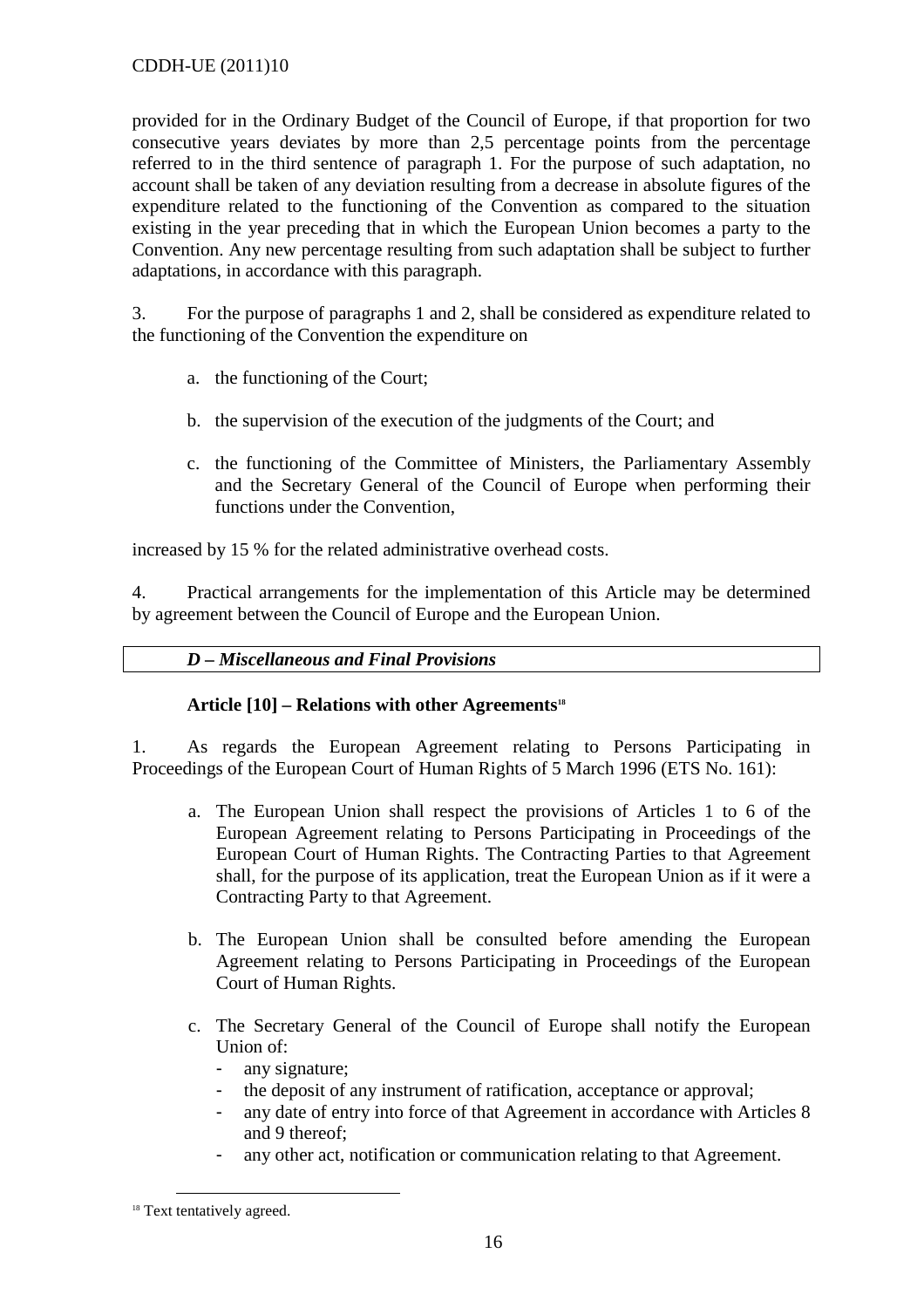provided for in the Ordinary Budget of the Council of Europe, if that proportion for two consecutive years deviates by more than 2,5 percentage points from the percentage referred to in the third sentence of paragraph 1. For the purpose of such adaptation, no account shall be taken of any deviation resulting from a decrease in absolute figures of the expenditure related to the functioning of the Convention as compared to the situation existing in the year preceding that in which the European Union becomes a party to the Convention. Any new percentage resulting from such adaptation shall be subject to further adaptations, in accordance with this paragraph.

3. For the purpose of paragraphs 1 and 2, shall be considered as expenditure related to the functioning of the Convention the expenditure on

a. the functioning of the Court;

b. the supervision of the execution of the judgments of the Court; and

c. the functioning of the Committee of Ministers, the Parliamentary Assembly and the Secretary General of the Council of Europe when performing their functions under the Convention,

increased by 15 % for the related administrative overhead costs.

4. Practical arrangements for the implementation of this Article may be determined by agreement between the Council of Europe and the European Union.

## *D – Miscellaneous and Final Provisions*

### Article [10] – Relations with other Agreements[18]

1. As regards the European Agreement relating to Persons Participating in Proceedings of the European Court of Human Rights of 5 March 1996 (ETS No. 161):

a. The European Union shall respect the provisions of Articles 1 to 6 of the European Agreement relating to Persons Participating in Proceedings of the European Court of Human Rights. The Contracting Parties to that Agreement shall, for the purpose of its application, treat the European Union as if it were a Contracting Party to that Agreement.

b. The European Union shall be consulted before amending the European Agreement relating to Persons Participating in Proceedings of the European Court of Human Rights.

c. The Secretary General of the Council of Europe shall notify the European Union of:
- any signature;
- the deposit of any instrument of ratification, acceptance or approval;
- any date of entry into force of that Agreement in accordance with Articles 8 and 9 thereof;
- any other act, notification or communication relating to that Agreement.

[18] Text tentatively agreed.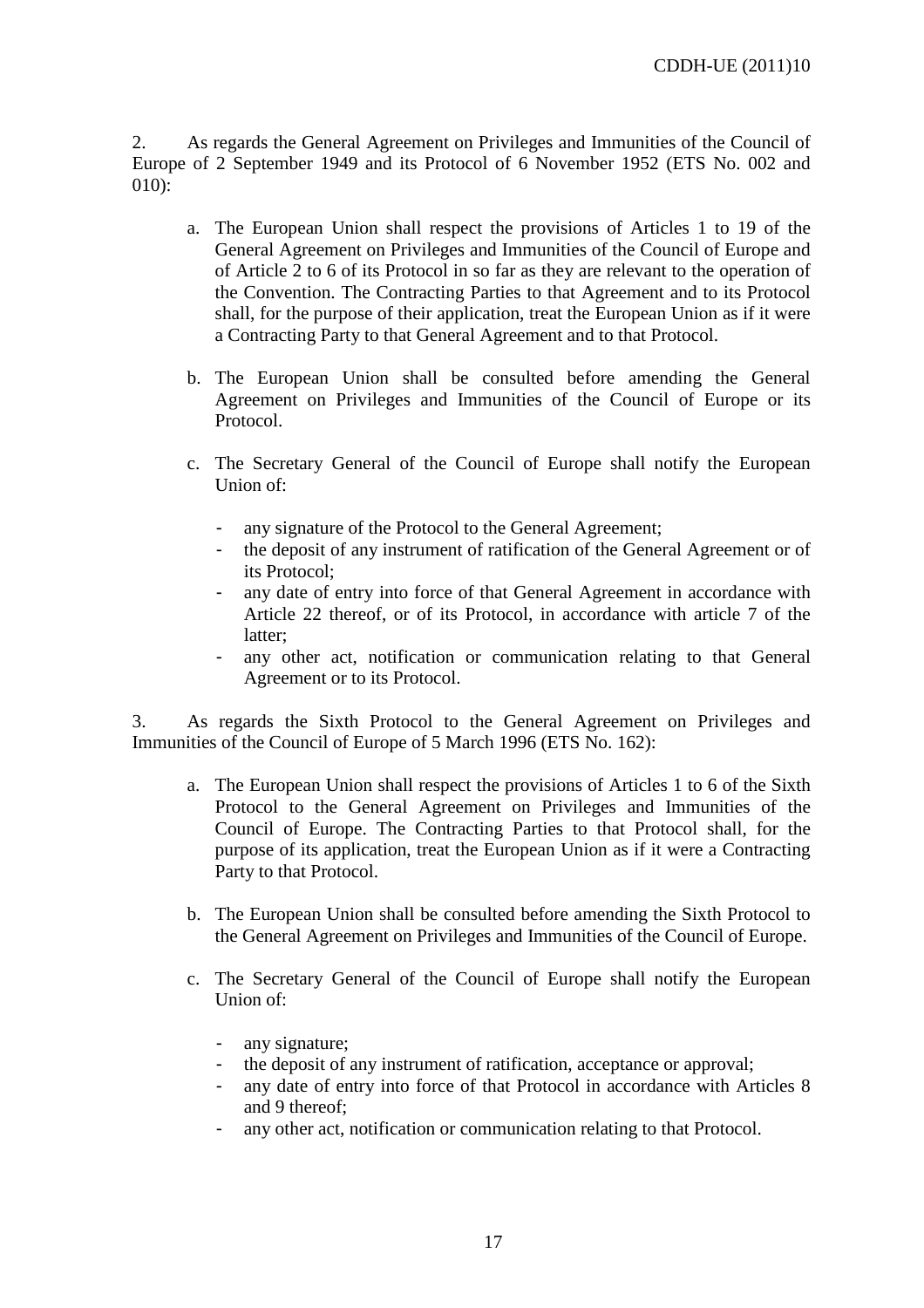2. As regards the General Agreement on Privileges and Immunities of the Council of Europe of 2 September 1949 and its Protocol of 6 November 1952 (ETS No. 002 and 010):

a. The European Union shall respect the provisions of Articles 1 to 19 of the General Agreement on Privileges and Immunities of the Council of Europe and of Article 2 to 6 of its Protocol in so far as they are relevant to the operation of the Convention. The Contracting Parties to that Agreement and to its Protocol shall, for the purpose of their application, treat the European Union as if it were a Contracting Party to that General Agreement and to that Protocol.

b. The European Union shall be consulted before amending the General Agreement on Privileges and Immunities of the Council of Europe or its Protocol.

c. The Secretary General of the Council of Europe shall notify the European Union of:

- any signature of the Protocol to the General Agreement;
- the deposit of any instrument of ratification of the General Agreement or of its Protocol;
- any date of entry into force of that General Agreement in accordance with Article 22 thereof, or of its Protocol, in accordance with article 7 of the latter;
- any other act, notification or communication relating to that General Agreement or to its Protocol.

3. As regards the Sixth Protocol to the General Agreement on Privileges and Immunities of the Council of Europe of 5 March 1996 (ETS No. 162):

a. The European Union shall respect the provisions of Articles 1 to 6 of the Sixth Protocol to the General Agreement on Privileges and Immunities of the Council of Europe. The Contracting Parties to that Protocol shall, for the purpose of its application, treat the European Union as if it were a Contracting Party to that Protocol.

b. The European Union shall be consulted before amending the Sixth Protocol to the General Agreement on Privileges and Immunities of the Council of Europe.

c. The Secretary General of the Council of Europe shall notify the European Union of:

- any signature;
- the deposit of any instrument of ratification, acceptance or approval;
- any date of entry into force of that Protocol in accordance with Articles 8 and 9 thereof;
- any other act, notification or communication relating to that Protocol.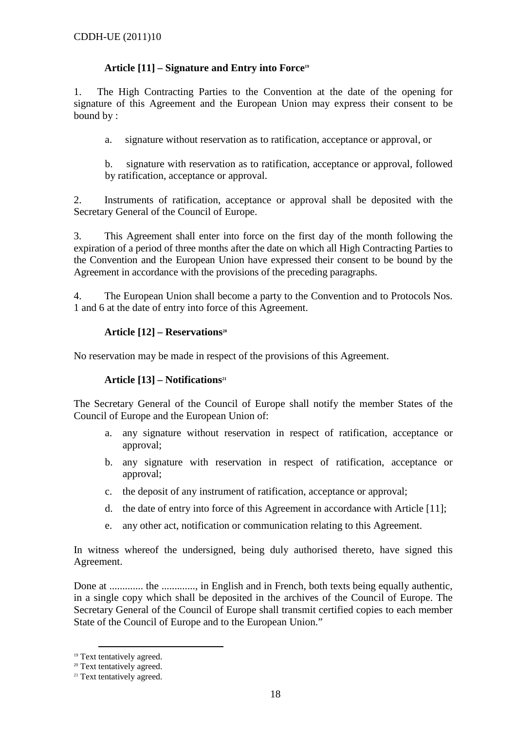### Article [11] – Signature and Entry into Force[19]

1. The High Contracting Parties to the Convention at the date of the opening for signature of this Agreement and the European Union may express their consent to be bound by :

   a. signature without reservation as to ratification, acceptance or approval, or

   b. signature with reservation as to ratification, acceptance or approval, followed by ratification, acceptance or approval.

2. Instruments of ratification, acceptance or approval shall be deposited with the Secretary General of the Council of Europe.

3. This Agreement shall enter into force on the first day of the month following the expiration of a period of three months after the date on which all High Contracting Parties to the Convention and the European Union have expressed their consent to be bound by the Agreement in accordance with the provisions of the preceding paragraphs.

4. The European Union shall become a party to the Convention and to Protocols Nos. 1 and 6 at the date of entry into force of this Agreement.

### Article [12] – Reservations[20]

No reservation may be made in respect of the provisions of this Agreement.

### Article [13] – Notifications[21]

The Secretary General of the Council of Europe shall notify the member States of the Council of Europe and the European Union of:

a. any signature without reservation in respect of ratification, acceptance or approval;

b. any signature with reservation in respect of ratification, acceptance or approval;

c. the deposit of any instrument of ratification, acceptance or approval;

d. the date of entry into force of this Agreement in accordance with Article [11];

e. any other act, notification or communication relating to this Agreement.

In witness whereof the undersigned, being duly authorised thereto, have signed this Agreement.

Done at ............. the ............., in English and in French, both texts being equally authentic, in a single copy which shall be deposited in the archives of the Council of Europe. The Secretary General of the Council of Europe shall transmit certified copies to each member State of the Council of Europe and to the European Union."

---

[19] Text tentatively agreed.

[20] Text tentatively agreed.

[21] Text tentatively agreed.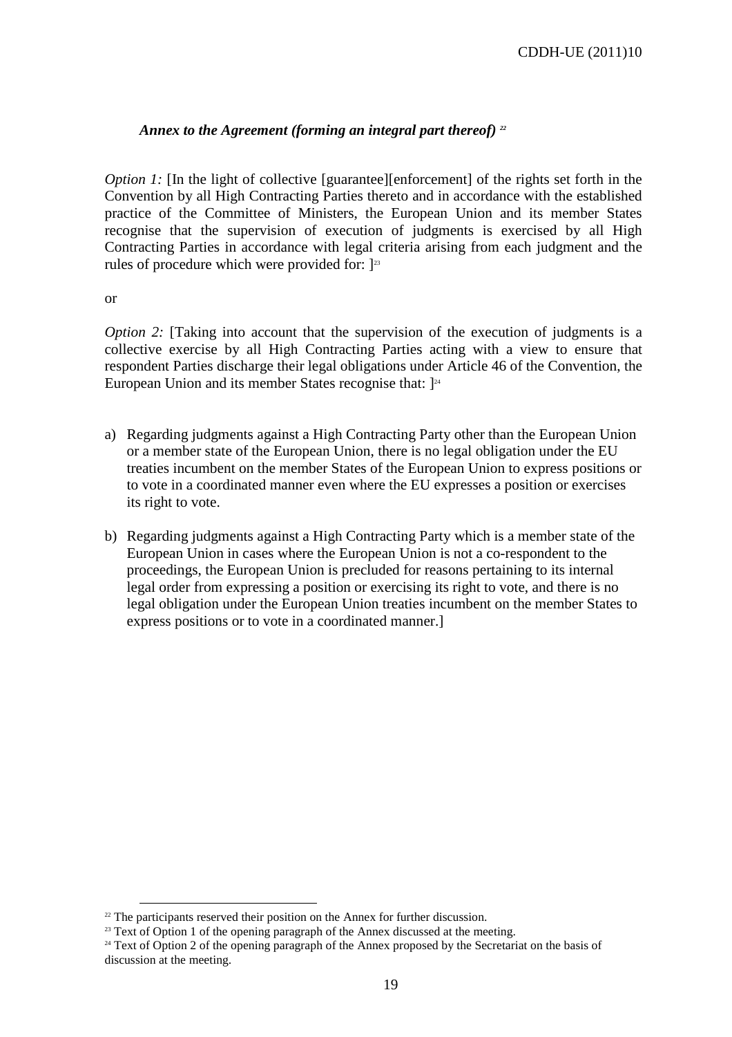***Annex to the Agreement (forming an integral part thereof)*** [22]

*Option 1:* [In the light of collective [guarantee][enforcement] of the rights set forth in the Convention by all High Contracting Parties thereto and in accordance with the established practice of the Committee of Ministers, the European Union and its member States recognise that the supervision of execution of judgments is exercised by all High Contracting Parties in accordance with legal criteria arising from each judgment and the rules of procedure which were provided for: ][23]

or

*Option 2:* [Taking into account that the supervision of the execution of judgments is a collective exercise by all High Contracting Parties acting with a view to ensure that respondent Parties discharge their legal obligations under Article 46 of the Convention, the European Union and its member States recognise that: ][24]

a) Regarding judgments against a High Contracting Party other than the European Union or a member state of the European Union, there is no legal obligation under the EU treaties incumbent on the member States of the European Union to express positions or to vote in a coordinated manner even where the EU expresses a position or exercises its right to vote.

b) Regarding judgments against a High Contracting Party which is a member state of the European Union in cases where the European Union is not a co-respondent to the proceedings, the European Union is precluded for reasons pertaining to its internal legal order from expressing a position or exercising its right to vote, and there is no legal obligation under the European Union treaties incumbent on the member States to express positions or to vote in a coordinated manner.]

---

[22] The participants reserved their position on the Annex for further discussion.

[23] Text of Option 1 of the opening paragraph of the Annex discussed at the meeting.

[24] Text of Option 2 of the opening paragraph of the Annex proposed by the Secretariat on the basis of discussion at the meeting.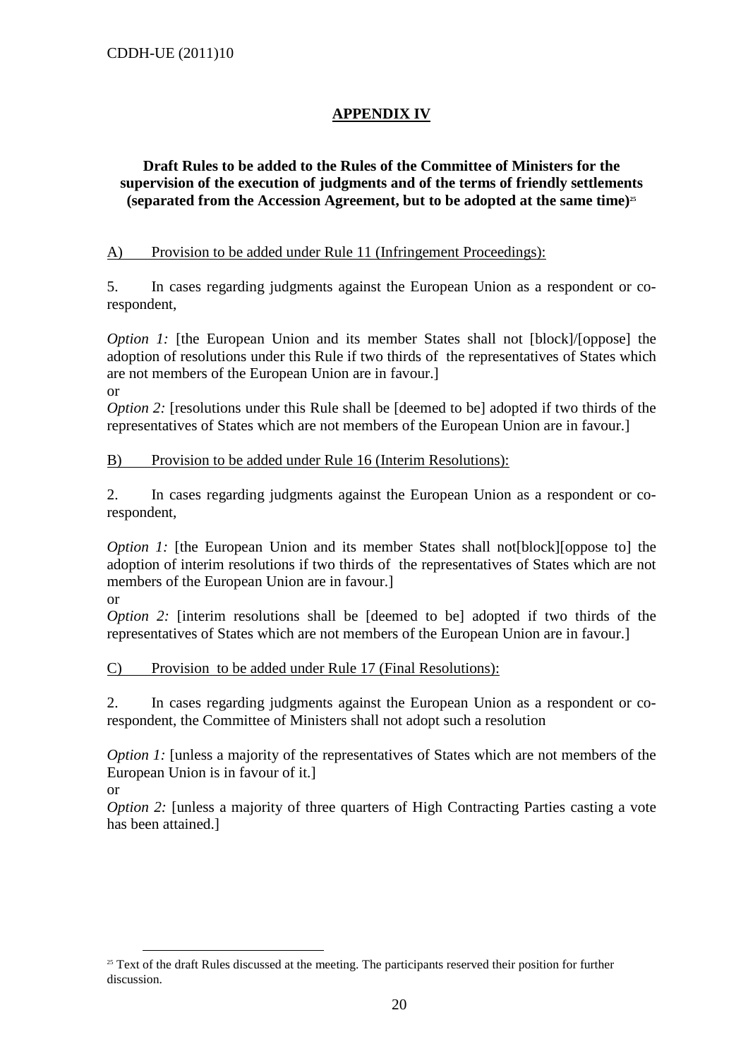## APPENDIX IV

**Draft Rules to be added to the Rules of the Committee of Ministers for the supervision of the execution of judgments and of the terms of friendly settlements (separated from the Accession Agreement, but to be adopted at the same time)**[25]

A) Provision to be added under Rule 11 (Infringement Proceedings):

5. In cases regarding judgments against the European Union as a respondent or co-respondent,

*Option 1:* [the European Union and its member States shall not [block]/[oppose] the adoption of resolutions under this Rule if two thirds of the representatives of States which are not members of the European Union are in favour.]

or

*Option 2:* [resolutions under this Rule shall be [deemed to be] adopted if two thirds of the representatives of States which are not members of the European Union are in favour.]

B) Provision to be added under Rule 16 (Interim Resolutions):

2. In cases regarding judgments against the European Union as a respondent or co-respondent,

*Option 1:* [the European Union and its member States shall not[block][oppose to] the adoption of interim resolutions if two thirds of the representatives of States which are not members of the European Union are in favour.]

or

*Option 2:* [interim resolutions shall be [deemed to be] adopted if two thirds of the representatives of States which are not members of the European Union are in favour.]

C) Provision to be added under Rule 17 (Final Resolutions):

2. In cases regarding judgments against the European Union as a respondent or co-respondent, the Committee of Ministers shall not adopt such a resolution

*Option 1:* [unless a majority of the representatives of States which are not members of the European Union is in favour of it.]

or

*Option 2:* [unless a majority of three quarters of High Contracting Parties casting a vote has been attained.]

[25] Text of the draft Rules discussed at the meeting. The participants reserved their position for further discussion.